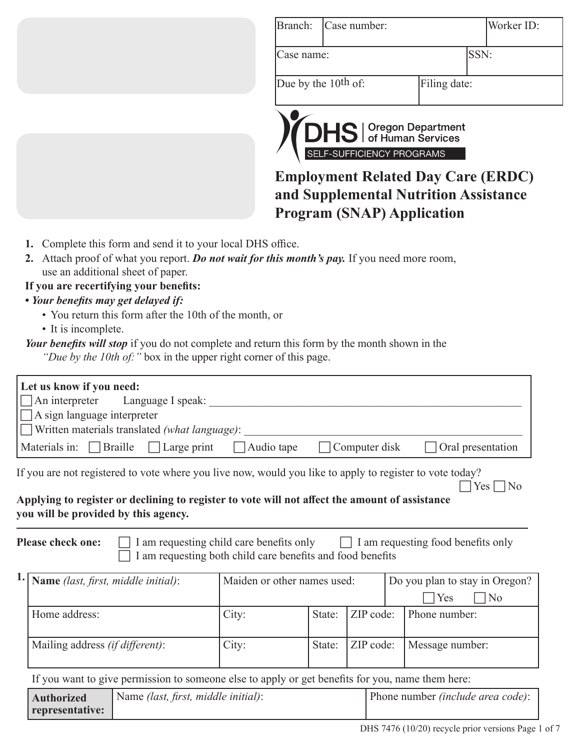| Branch: | Case number: | | Worker ID: |
|---|---|---|---|
| Case name: | | SSN: | |
| Due by the 10th of: | Filing date: | | |

DHS | Oregon Department of Human Services
SELF-SUFFICIENCY PROGRAMS

# Employment Related Day Care (ERDC) and Supplemental Nutrition Assistance Program (SNAP) Application

1. Complete this form and send it to your local DHS office.
2. Attach proof of what you report. ***Do not wait for this month's pay.*** If you need more room, use an additional sheet of paper.

**If you are recertifying your benefits:**

- ***Your benefits may get delayed if:***
  - You return this form after the 10th of the month, or
  - It is incomplete.

***Your benefits will stop*** if you do not complete and return this form by the month shown in the *"Due by the 10th of:"* box in the upper right corner of this page.

**Let us know if you need:**

☐ An interpreter   Language I speak: ____________________

☐ A sign language interpreter

☐ Written materials translated *(what language)*: ____________________

Materials in: ☐ Braille ☐ Large print ☐ Audio tape ☐ Computer disk ☐ Oral presentation

If you are not registered to vote where you live now, would you like to apply to register to vote today? ☐ Yes ☐ No

**Applying to register or declining to register to vote will not affect the amount of assistance you will be provided by this agency.**

**Please check one:** ☐ I am requesting child care benefits only ☐ I am requesting food benefits only ☐ I am requesting both child care benefits and food benefits

**1.**

| **Name** *(last, first, middle initial)*: | Maiden or other names used: | | | Do you plan to stay in Oregon? ☐ Yes ☐ No |
|---|---|---|---|---|
| Home address: | City: | State: | ZIP code: | Phone number: |
| Mailing address *(if different)*: | City: | State: | ZIP code: | Message number: |

If you want to give permission to someone else to apply or get benefits for you, name them here:

| **Authorized representative:** | Name *(last, first, middle initial)*: | Phone number *(include area code)*: |
|---|---|---|

DHS 7476 (10/20) recycle prior versions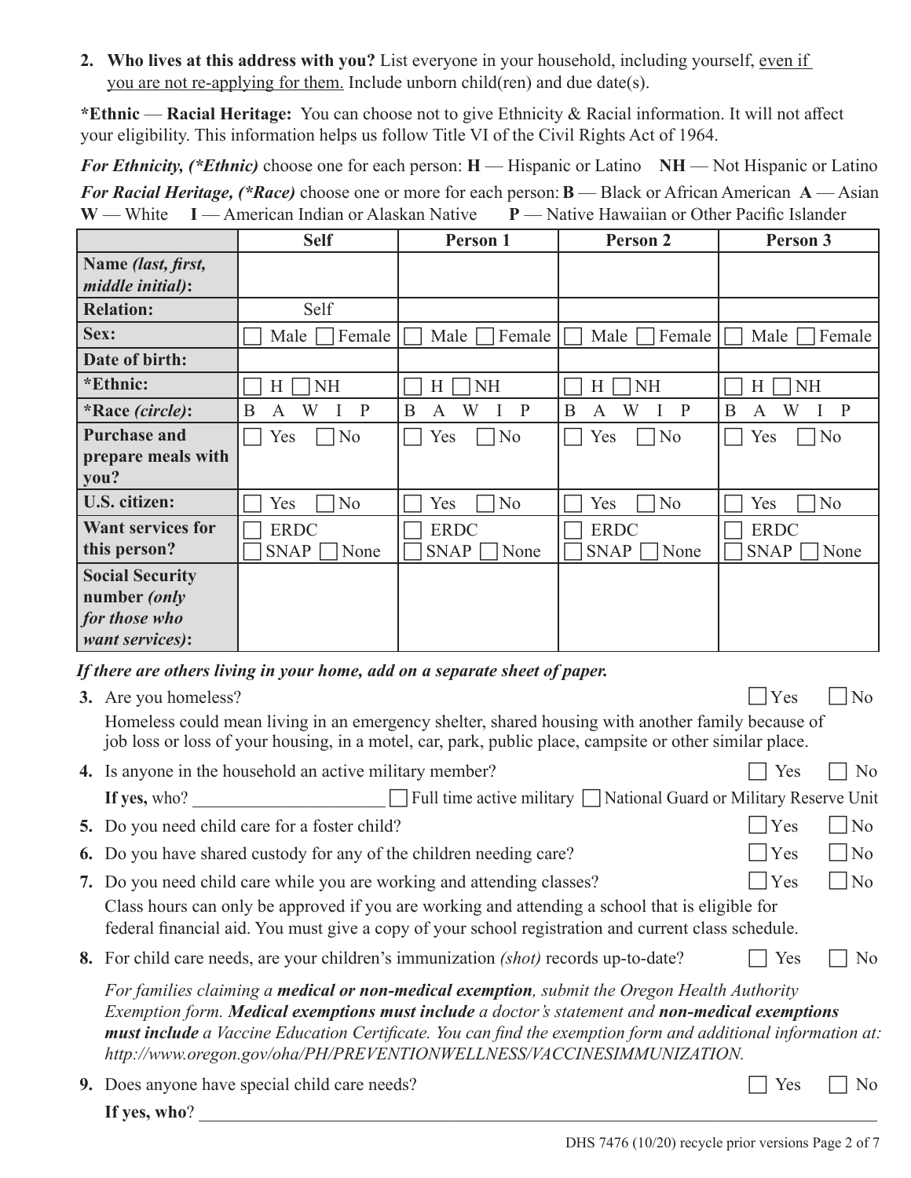**2. Who lives at this address with you?** List everyone in your household, including yourself, even if you are not re-applying for them. Include unborn child(ren) and due date(s).

***Ethnic** — **Racial Heritage:** You can choose not to give Ethnicity & Racial information. It will not affect your eligibility. This information helps us follow Title VI of the Civil Rights Act of 1964.

***For Ethnicity, (*Ethnic)*** choose one for each person: **H** — Hispanic or Latino **NH** — Not Hispanic or Latino

***For Racial Heritage, (*Race)*** choose one or more for each person: **B** — Black or African American **A** — Asian **W** — White **I** — American Indian or Alaskan Native **P** — Native Hawaiian or Other Pacific Islander

| | Self | Person 1 | Person 2 | Person 3 |
|---|---|---|---|---|
| **Name *(last, first, middle initial)*:** | | | | |
| **Relation:** | Self | | | |
| **Sex:** | ☐ Male ☐ Female | ☐ Male ☐ Female | ☐ Male ☐ Female | ☐ Male ☐ Female |
| **Date of birth:** | | | | |
| ***Ethnic:** | ☐ H ☐ NH | ☐ H ☐ NH | ☐ H ☐ NH | ☐ H ☐ NH |
| ***Race *(circle)*:** | B A W I P | B A W I P | B A W I P | B A W I P |
| **Purchase and prepare meals with you?** | ☐ Yes ☐ No | ☐ Yes ☐ No | ☐ Yes ☐ No | ☐ Yes ☐ No |
| **U.S. citizen:** | ☐ Yes ☐ No | ☐ Yes ☐ No | ☐ Yes ☐ No | ☐ Yes ☐ No |
| **Want services for this person?** | ☐ ERDC ☐ SNAP ☐ None | ☐ ERDC ☐ SNAP ☐ None | ☐ ERDC ☐ SNAP ☐ None | ☐ ERDC ☐ SNAP ☐ None |
| **Social Security number *(only for those who want services)*:** | | | | |

***If there are others living in your home, add on a separate sheet of paper.***

**3.** Are you homeless? ☐ Yes ☐ No

Homeless could mean living in an emergency shelter, shared housing with another family because of job loss or loss of your housing, in a motel, car, park, public place, campsite or other similar place.

**4.** Is anyone in the household an active military member? ☐ Yes ☐ No

**If yes,** who? ______________________ ☐ Full time active military ☐ National Guard or Military Reserve Unit

**5.** Do you need child care for a foster child? ☐ Yes ☐ No

**6.** Do you have shared custody for any of the children needing care? ☐ Yes ☐ No

**7.** Do you need child care while you are working and attending classes? ☐ Yes ☐ No

Class hours can only be approved if you are working and attending a school that is eligible for federal financial aid. You must give a copy of your school registration and current class schedule.

**8.** For child care needs, are your children's immunization *(shot)* records up-to-date? ☐ Yes ☐ No

*For families claiming a **medical or non-medical exemption**, submit the Oregon Health Authority Exemption form. **Medical exemptions must include** a doctor's statement and **non-medical exemptions must include** a Vaccine Education Certificate. You can find the exemption form and additional information at: http://www.oregon.gov/oha/PH/PREVENTIONWELLNESS/VACCINESIMMUNIZATION.*

**9.** Does anyone have special child care needs? ☐ Yes ☐ No

**If yes, who**? ________________________________________________________________

DHS 7476 (10/20) recycle prior versions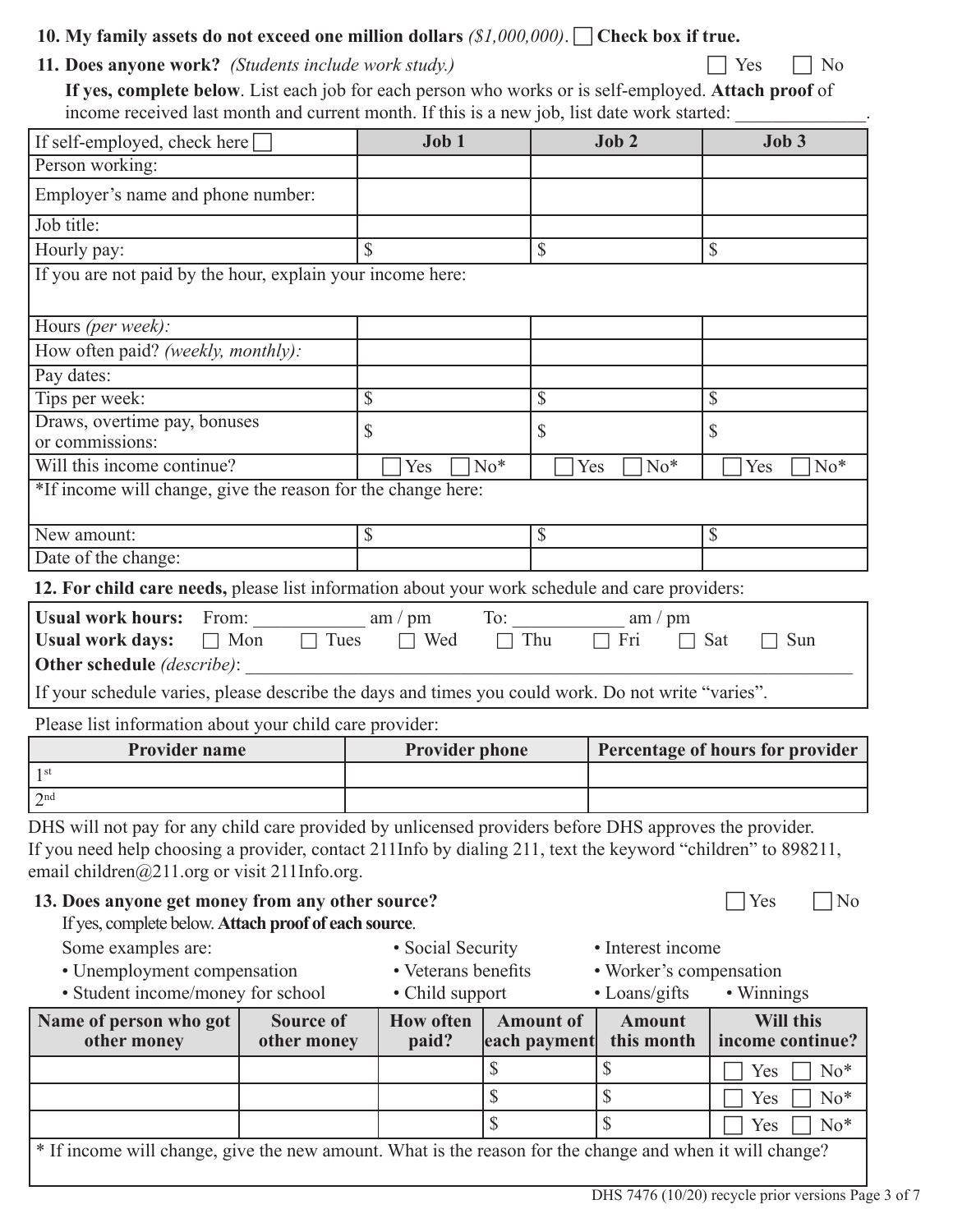**10. My family assets do not exceed one million dollars** *($1,000,000)*. ☐ **Check box if true.**

**11. Does anyone work?** *(Students include work study.)* ☐ Yes ☐ No

**If yes, complete below**. List each job for each person who works or is self-employed. **Attach proof** of income received last month and current month. If this is a new job, list date work started: ______________.

| If self-employed, check here ☐ | Job 1 | Job 2 | Job 3 |
|---|---|---|---|
| Person working: | | | |
| Employer's name and phone number: | | | |
| Job title: | | | |
| Hourly pay: | $ | $ | $ |
| If you are not paid by the hour, explain your income here: | | | |
| Hours *(per week):* | | | |
| How often paid? *(weekly, monthly):* | | | |
| Pay dates: | | | |
| Tips per week: | $ | $ | $ |
| Draws, overtime pay, bonuses or commissions: | $ | $ | $ |
| Will this income continue? | ☐ Yes ☐ No* | ☐ Yes ☐ No* | ☐ Yes ☐ No* |
| *If income will change, give the reason for the change here: | | | |
| New amount: | $ | $ | $ |
| Date of the change: | | | |

**12. For child care needs,** please list information about your work schedule and care providers:

**Usual work hours:** From: ___________ am / pm To: ___________ am / pm
**Usual work days:** ☐ Mon ☐ Tues ☐ Wed ☐ Thu ☐ Fri ☐ Sat ☐ Sun
**Other schedule** *(describe)*: ______________________________________________

If your schedule varies, please describe the days and times you could work. Do not write "varies".

Please list information about your child care provider:

| Provider name | Provider phone | Percentage of hours for provider |
|---|---|---|
| 1st | | |
| 2nd | | |

DHS will not pay for any child care provided by unlicensed providers before DHS approves the provider. If you need help choosing a provider, contact 211Info by dialing 211, text the keyword "children" to 898211, email children@211.org or visit 211Info.org.

**13. Does anyone get money from any other source?** ☐ Yes ☐ No

If yes, complete below. **Attach proof of each source**.

Some examples are:

- Unemployment compensation
- Student income/money for school
- Social Security
- Veterans benefits
- Child support
- Interest income
- Worker's compensation
- Loans/gifts
- Winnings

| Name of person who got other money | Source of other money | How often paid? | Amount of each payment | Amount this month | Will this income continue? |
|---|---|---|---|---|---|
| | | | $ | $ | ☐ Yes ☐ No* |
| | | | $ | $ | ☐ Yes ☐ No* |
| | | | $ | $ | ☐ Yes ☐ No* |

\* If income will change, give the new amount. What is the reason for the change and when it will change?

DHS 7476 (10/20) recycle prior versions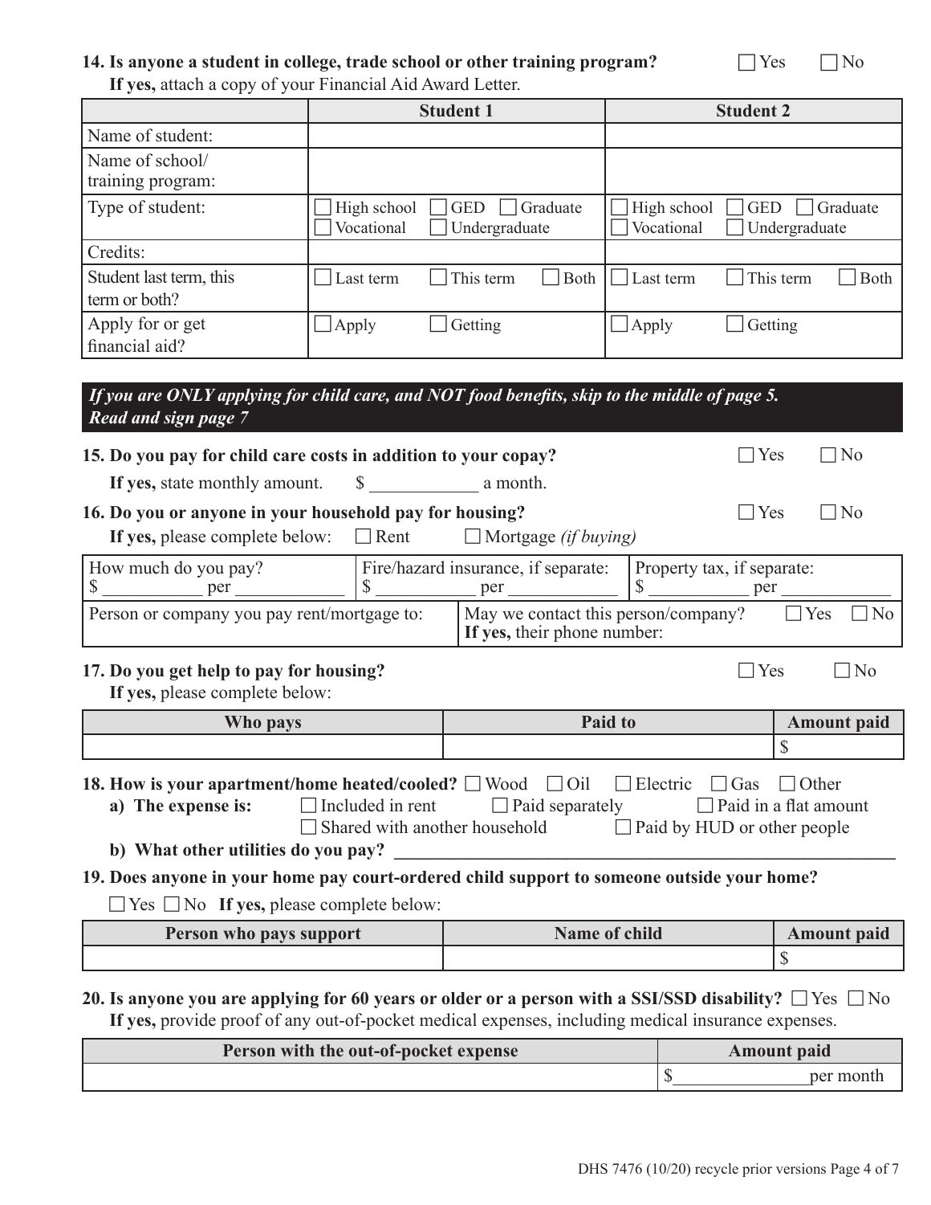**14. Is anyone a student in college, trade school or other training program?** ☐ Yes ☐ No

**If yes,** attach a copy of your Financial Aid Award Letter.

| | Student 1 | Student 2 |
|---|---|---|
| Name of student: | | |
| Name of school/ training program: | | |
| Type of student: | ☐ High school ☐ GED ☐ Graduate ☐ Vocational ☐ Undergraduate | ☐ High school ☐ GED ☐ Graduate ☐ Vocational ☐ Undergraduate |
| Credits: | | |
| Student last term, this term or both? | ☐ Last term ☐ This term ☐ Both | ☐ Last term ☐ This term ☐ Both |
| Apply for or get financial aid? | ☐ Apply ☐ Getting | ☐ Apply ☐ Getting |

***If you are ONLY applying for child care, and NOT food benefits, skip to the middle of page 5. Read and sign page 7***

**15. Do you pay for child care costs in addition to your copay?** ☐ Yes ☐ No

**If yes,** state monthly amount. $ ___________ a month.

**16. Do you or anyone in your household pay for housing?** ☐ Yes ☐ No

**If yes,** please complete below: ☐ Rent ☐ Mortgage *(if buying)*

| How much do you pay? $ __________ per __________ | Fire/hazard insurance, if separate: $ __________ per __________ | Property tax, if separate: $ __________ per __________ |
|---|---|---|
| Person or company you pay rent/mortgage to: | May we contact this person/company? ☐ Yes ☐ No **If yes,** their phone number: | |

**17. Do you get help to pay for housing?** ☐ Yes ☐ No

**If yes,** please complete below:

| Who pays | Paid to | Amount paid |
|---|---|---|
| | | $ |

**18. How is your apartment/home heated/cooled?** ☐ Wood ☐ Oil ☐ Electric ☐ Gas ☐ Other

**a) The expense is:** ☐ Included in rent ☐ Paid separately ☐ Paid in a flat amount ☐ Shared with another household ☐ Paid by HUD or other people

**b) What other utilities do you pay?** ______________________________

**19. Does anyone in your home pay court-ordered child support to someone outside your home?**

☐ Yes ☐ No **If yes,** please complete below:

| Person who pays support | Name of child | Amount paid |
|---|---|---|
| | | $ |

**20. Is anyone you are applying for 60 years or older or a person with a SSI/SSD disability?** ☐ Yes ☐ No

**If yes,** provide proof of any out-of-pocket medical expenses, including medical insurance expenses.

| Person with the out-of-pocket expense | Amount paid |
|---|---|
| | $__________ per month |

DHS 7476 (10/20) recycle prior versions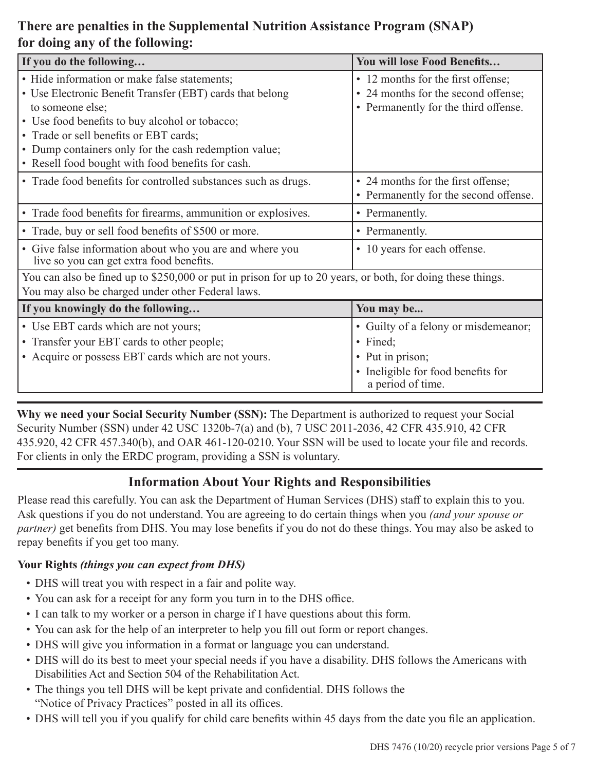## There are penalties in the Supplemental Nutrition Assistance Program (SNAP) for doing any of the following:

| If you do the following… | You will lose Food Benefits… |
|---|---|
| • Hide information or make false statements;<br>• Use Electronic Benefit Transfer (EBT) cards that belong to someone else;<br>• Use food benefits to buy alcohol or tobacco;<br>• Trade or sell benefits or EBT cards;<br>• Dump containers only for the cash redemption value;<br>• Resell food bought with food benefits for cash. | • 12 months for the first offense;<br>• 24 months for the second offense;<br>• Permanently for the third offense. |
| • Trade food benefits for controlled substances such as drugs. | • 24 months for the first offense;<br>• Permanently for the second offense. |
| • Trade food benefits for firearms, ammunition or explosives. | • Permanently. |
| • Trade, buy or sell food benefits of $500 or more. | • Permanently. |
| • Give false information about who you are and where you live so you can get extra food benefits. | • 10 years for each offense. |
| You can also be fined up to $250,000 or put in prison for up to 20 years, or both, for doing these things. You may also be charged under other Federal laws. | |
| **If you knowingly do the following…** | **You may be...** |
| • Use EBT cards which are not yours;<br>• Transfer your EBT cards to other people;<br>• Acquire or possess EBT cards which are not yours. | • Guilty of a felony or misdemeanor;<br>• Fined;<br>• Put in prison;<br>• Ineligible for food benefits for a period of time. |

**Why we need your Social Security Number (SSN):** The Department is authorized to request your Social Security Number (SSN) under 42 USC 1320b-7(a) and (b), 7 USC 2011-2036, 42 CFR 435.910, 42 CFR 435.920, 42 CFR 457.340(b), and OAR 461-120-0210. Your SSN will be used to locate your file and records. For clients in only the ERDC program, providing a SSN is voluntary.

## Information About Your Rights and Responsibilities

Please read this carefully. You can ask the Department of Human Services (DHS) staff to explain this to you. Ask questions if you do not understand. You are agreeing to do certain things when you *(and your spouse or partner)* get benefits from DHS. You may lose benefits if you do not do these things. You may also be asked to repay benefits if you get too many.

**Your Rights** ***(things you can expect from DHS)***

- DHS will treat you with respect in a fair and polite way.
- You can ask for a receipt for any form you turn in to the DHS office.
- I can talk to my worker or a person in charge if I have questions about this form.
- You can ask for the help of an interpreter to help you fill out form or report changes.
- DHS will give you information in a format or language you can understand.
- DHS will do its best to meet your special needs if you have a disability. DHS follows the Americans with Disabilities Act and Section 504 of the Rehabilitation Act.
- The things you tell DHS will be kept private and confidential. DHS follows the "Notice of Privacy Practices" posted in all its offices.
- DHS will tell you if you qualify for child care benefits within 45 days from the date you file an application.

DHS 7476 (10/20) recycle prior versions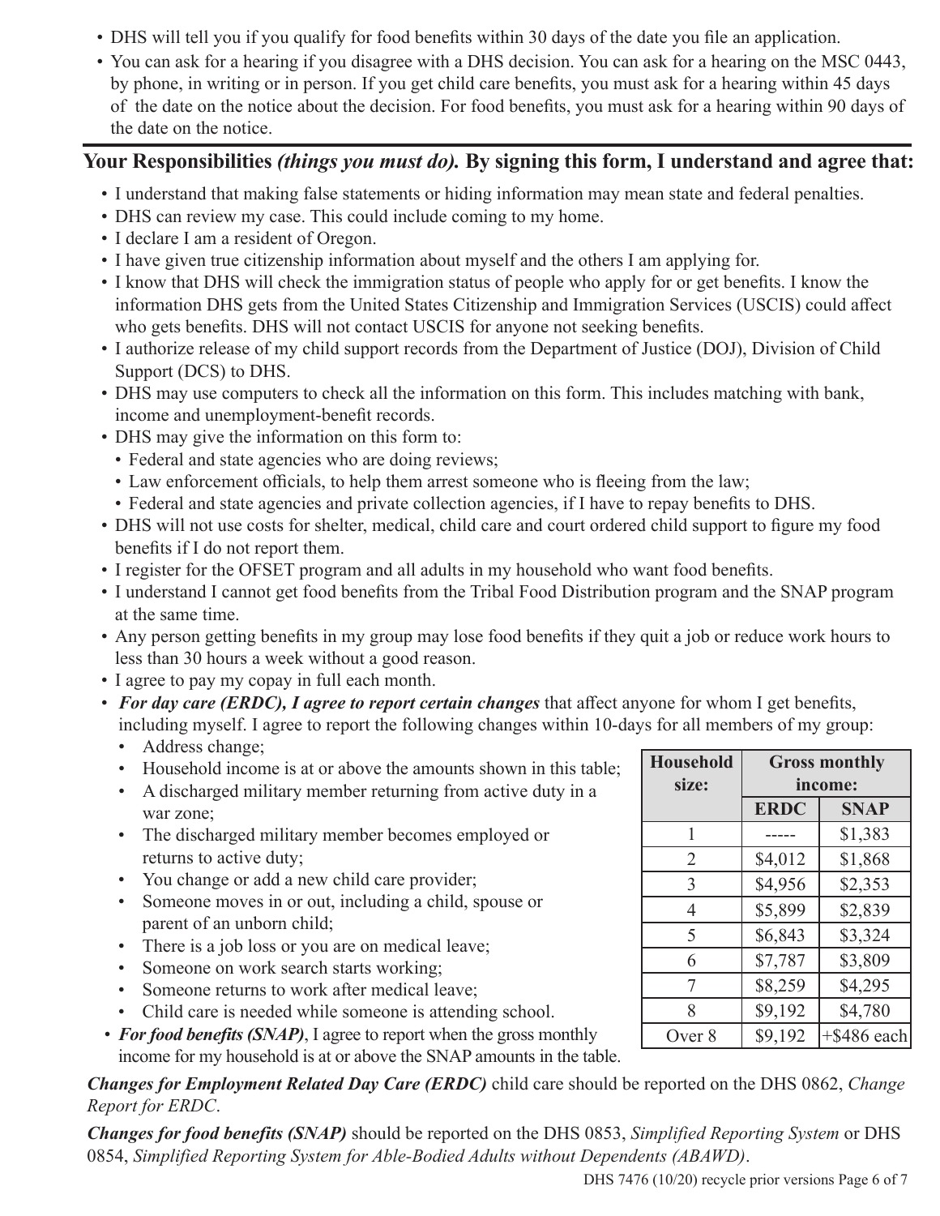- DHS will tell you if you qualify for food benefits within 30 days of the date you file an application.
- You can ask for a hearing if you disagree with a DHS decision. You can ask for a hearing on the MSC 0443, by phone, in writing or in person. If you get child care benefits, you must ask for a hearing within 45 days of the date on the notice about the decision. For food benefits, you must ask for a hearing within 90 days of the date on the notice.

## Your Responsibilities *(things you must do).* By signing this form, I understand and agree that:

- I understand that making false statements or hiding information may mean state and federal penalties.
- DHS can review my case. This could include coming to my home.
- I declare I am a resident of Oregon.
- I have given true citizenship information about myself and the others I am applying for.
- I know that DHS will check the immigration status of people who apply for or get benefits. I know the information DHS gets from the United States Citizenship and Immigration Services (USCIS) could affect who gets benefits. DHS will not contact USCIS for anyone not seeking benefits.
- I authorize release of my child support records from the Department of Justice (DOJ), Division of Child Support (DCS) to DHS.
- DHS may use computers to check all the information on this form. This includes matching with bank, income and unemployment-benefit records.
- DHS may give the information on this form to:
  - Federal and state agencies who are doing reviews;
  - Law enforcement officials, to help them arrest someone who is fleeing from the law;
  - Federal and state agencies and private collection agencies, if I have to repay benefits to DHS.
- DHS will not use costs for shelter, medical, child care and court ordered child support to figure my food benefits if I do not report them.
- I register for the OFSET program and all adults in my household who want food benefits.
- I understand I cannot get food benefits from the Tribal Food Distribution program and the SNAP program at the same time.
- Any person getting benefits in my group may lose food benefits if they quit a job or reduce work hours to less than 30 hours a week without a good reason.
- I agree to pay my copay in full each month.
- ***For day care (ERDC), I agree to report certain changes*** that affect anyone for whom I get benefits, including myself. I agree to report the following changes within 10-days for all members of my group:
  - Address change;
  - Household income is at or above the amounts shown in this table;
  - A discharged military member returning from active duty in a war zone;
  - The discharged military member becomes employed or returns to active duty;
  - You change or add a new child care provider;
  - Someone moves in or out, including a child, spouse or parent of an unborn child;
  - There is a job loss or you are on medical leave;
  - Someone on work search starts working;
  - Someone returns to work after medical leave;
  - Child care is needed while someone is attending school.
- ***For food benefits (SNAP)***, I agree to report when the gross monthly income for my household is at or above the SNAP amounts in the table.

| Household size: | Gross monthly income: | |
|---|---|---|
| | **ERDC** | **SNAP** |
| 1 | ----- | $1,383 |
| 2 | $4,012 | $1,868 |
| 3 | $4,956 | $2,353 |
| 4 | $5,899 | $2,839 |
| 5 | $6,843 | $3,324 |
| 6 | $7,787 | $3,809 |
| 7 | $8,259 | $4,295 |
| 8 | $9,192 | $4,780 |
| Over 8 | $9,192 | +$486 each |

***Changes for Employment Related Day Care (ERDC)*** child care should be reported on the DHS 0862, *Change Report for ERDC*.

***Changes for food benefits (SNAP)*** should be reported on the DHS 0853, *Simplified Reporting System* or DHS 0854, *Simplified Reporting System for Able-Bodied Adults without Dependents (ABAWD)*.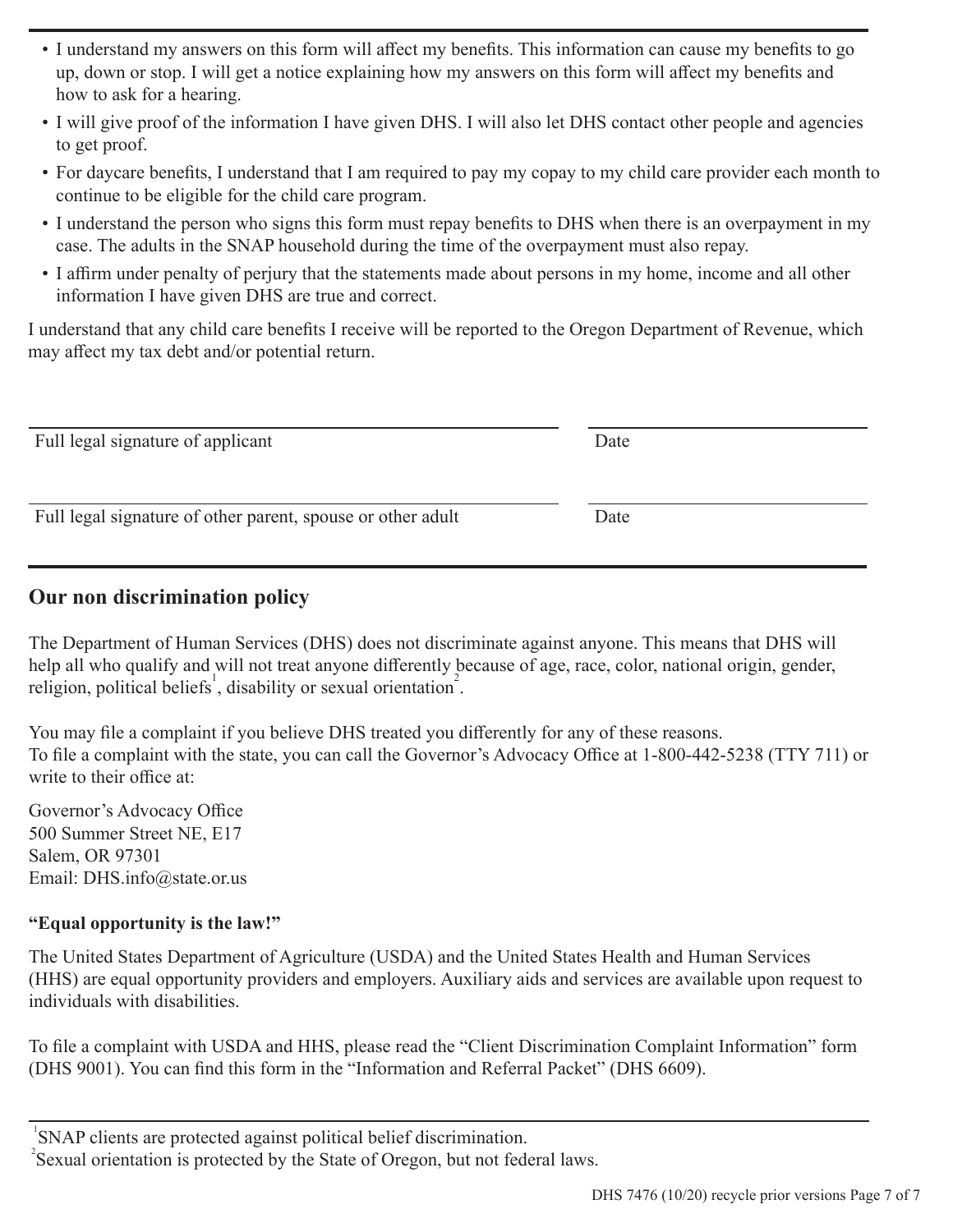- I understand my answers on this form will affect my benefits. This information can cause my benefits to go up, down or stop. I will get a notice explaining how my answers on this form will affect my benefits and how to ask for a hearing.
- I will give proof of the information I have given DHS. I will also let DHS contact other people and agencies to get proof.
- For daycare benefits, I understand that I am required to pay my copay to my child care provider each month to continue to be eligible for the child care program.
- I understand the person who signs this form must repay benefits to DHS when there is an overpayment in my case. The adults in the SNAP household during the time of the overpayment must also repay.
- I affirm under penalty of perjury that the statements made about persons in my home, income and all other information I have given DHS are true and correct.

I understand that any child care benefits I receive will be reported to the Oregon Department of Revenue, which may affect my tax debt and/or potential return.

Full legal signature of applicant _______________ Date _______________

Full legal signature of other parent, spouse or other adult _______________ Date _______________

## Our non discrimination policy

The Department of Human Services (DHS) does not discriminate against anyone. This means that DHS will help all who qualify and will not treat anyone differently because of age, race, color, national origin, gender, religion, political beliefs[1], disability or sexual orientation[2].

You may file a complaint if you believe DHS treated you differently for any of these reasons. To file a complaint with the state, you can call the Governor's Advocacy Office at 1-800-442-5238 (TTY 711) or write to their office at:

Governor's Advocacy Office
500 Summer Street NE, E17
Salem, OR 97301
Email: DHS.info@state.or.us

**"Equal opportunity is the law!"**

The United States Department of Agriculture (USDA) and the United States Health and Human Services (HHS) are equal opportunity providers and employers. Auxiliary aids and services are available upon request to individuals with disabilities.

To file a complaint with USDA and HHS, please read the "Client Discrimination Complaint Information" form (DHS 9001). You can find this form in the "Information and Referral Packet" (DHS 6609).

[1] SNAP clients are protected against political belief discrimination.
[2] Sexual orientation is protected by the State of Oregon, but not federal laws.

DHS 7476 (10/20) recycle prior versions